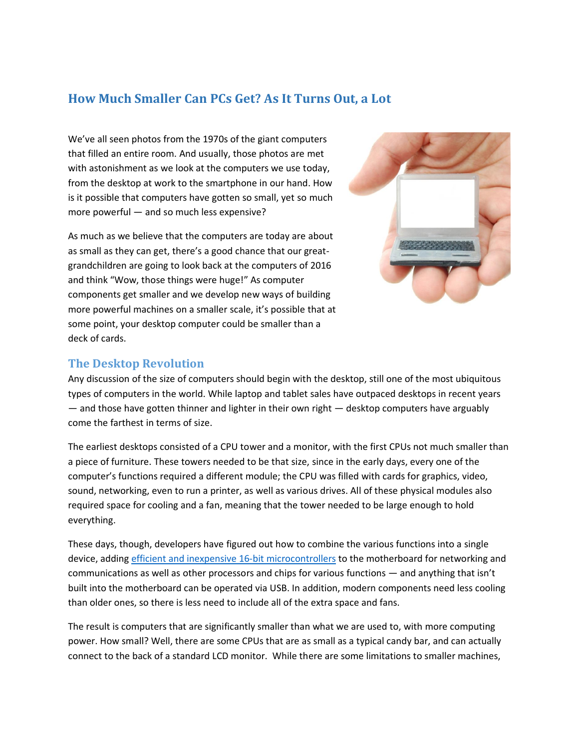# How Much Smaller Can PCs Get? As It Turns Out, a Lot

We've all seen photos from the 1970s of the giant computers that filled an entire room. And usually, those photos are met with astonishment as we look at the computers we use today, from the desktop at work to the smartphone in our hand. How is it possible that computers have gotten so small, yet so much more powerful — and so much less expensive?

As much as we believe that the computers are today are about as small as they can get, there's a good chance that our great-grandchildren are going to look back at the computers of 2016 and think "Wow, those things were huge!" As computer components get smaller and we develop new ways of building more powerful machines on a smaller scale, it's possible that at some point, your desktop computer could be smaller than a deck of cards.

## The Desktop Revolution

Any discussion of the size of computers should begin with the desktop, still one of the most ubiquitous types of computers in the world. While laptop and tablet sales have outpaced desktops in recent years — and those have gotten thinner and lighter in their own right — desktop computers have arguably come the farthest in terms of size.

The earliest desktops consisted of a CPU tower and a monitor, with the first CPUs not much smaller than a piece of furniture. These towers needed to be that size, since in the early days, every one of the computer's functions required a different module; the CPU was filled with cards for graphics, video, sound, networking, even to run a printer, as well as various drives. All of these physical modules also required space for cooling and a fan, meaning that the tower needed to be large enough to hold everything.

These days, though, developers have figured out how to combine the various functions into a single device, adding efficient and inexpensive 16-bit microcontrollers to the motherboard for networking and communications as well as other processors and chips for various functions — and anything that isn't built into the motherboard can be operated via USB. In addition, modern components need less cooling than older ones, so there is less need to include all of the extra space and fans.

The result is computers that are significantly smaller than what we are used to, with more computing power. How small? Well, there are some CPUs that are as small as a typical candy bar, and can actually connect to the back of a standard LCD monitor. While there are some limitations to smaller machines,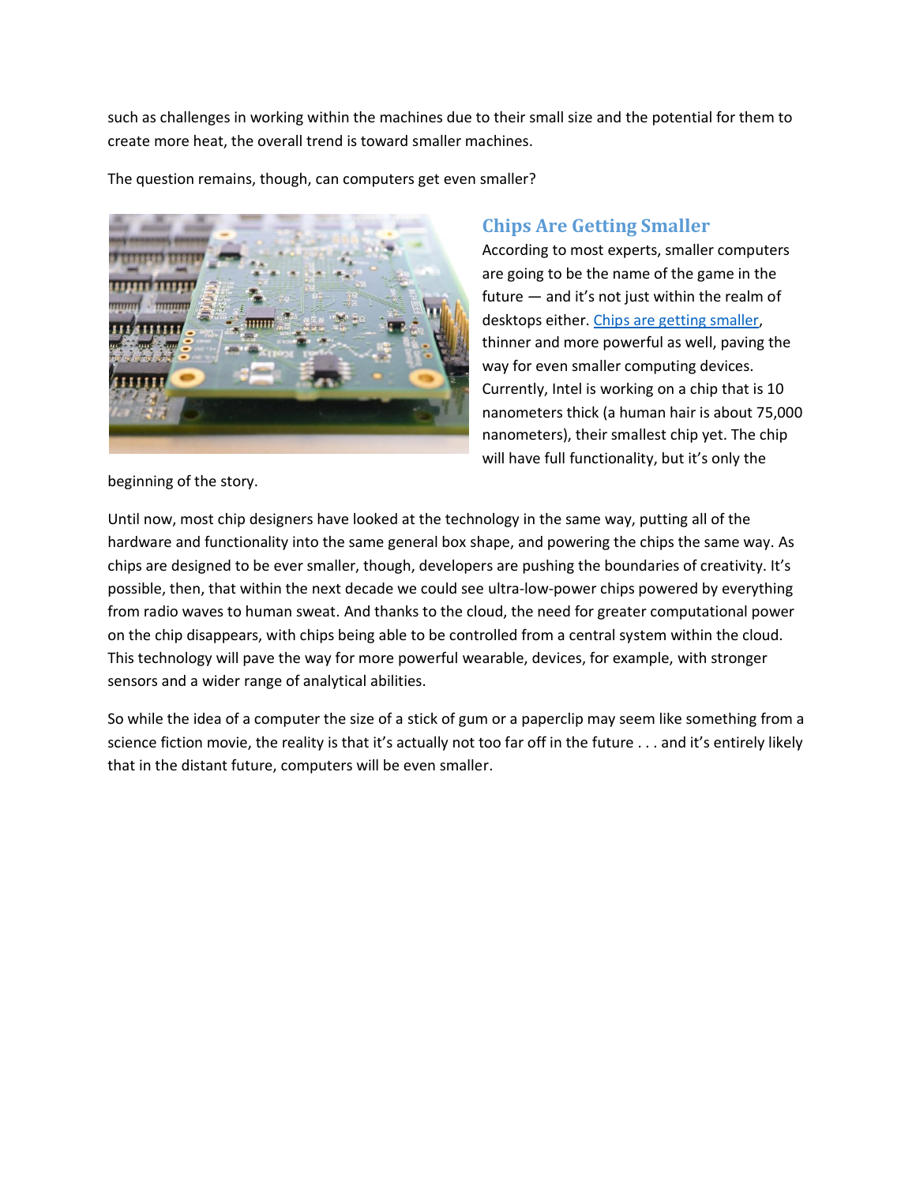such as challenges in working within the machines due to their small size and the potential for them to create more heat, the overall trend is toward smaller machines.

The question remains, though, can computers get even smaller?

## Chips Are Getting Smaller

According to most experts, smaller computers are going to be the name of the game in the future — and it's not just within the realm of desktops either. Chips are getting smaller, thinner and more powerful as well, paving the way for even smaller computing devices. Currently, Intel is working on a chip that is 10 nanometers thick (a human hair is about 75,000 nanometers), their smallest chip yet. The chip will have full functionality, but it's only the beginning of the story.

Until now, most chip designers have looked at the technology in the same way, putting all of the hardware and functionality into the same general box shape, and powering the chips the same way. As chips are designed to be ever smaller, though, developers are pushing the boundaries of creativity. It's possible, then, that within the next decade we could see ultra-low-power chips powered by everything from radio waves to human sweat. And thanks to the cloud, the need for greater computational power on the chip disappears, with chips being able to be controlled from a central system within the cloud. This technology will pave the way for more powerful wearable, devices, for example, with stronger sensors and a wider range of analytical abilities.

So while the idea of a computer the size of a stick of gum or a paperclip may seem like something from a science fiction movie, the reality is that it's actually not too far off in the future . . . and it's entirely likely that in the distant future, computers will be even smaller.